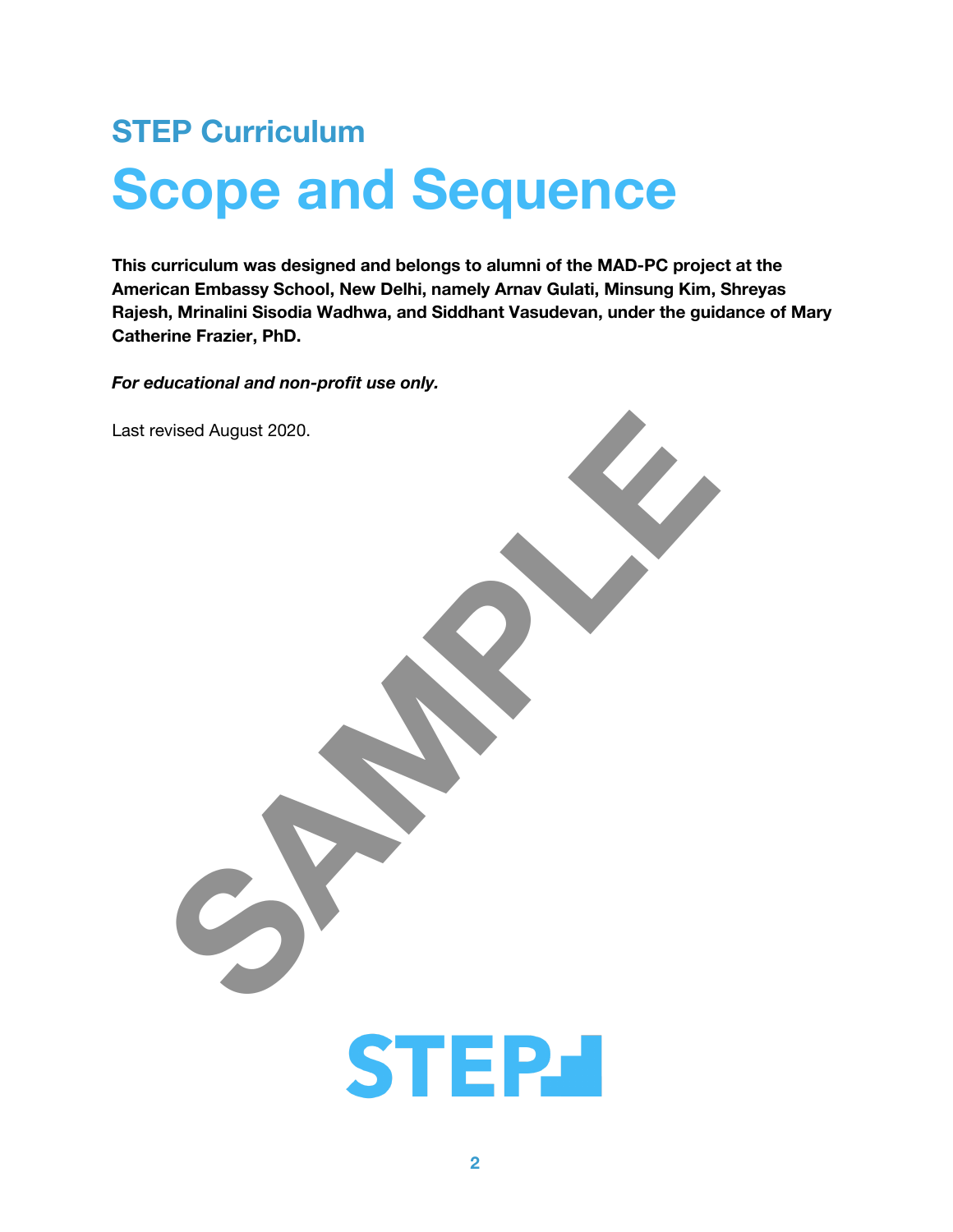## STEP Curriculum

# Scope and Sequence

**This curriculum was designed and belongs to alumni of the MAD-PC project at the American Embassy School, New Delhi, namely Arnav Gulati, Minsung Kim, Shreyas Rajesh, Mrinalini Sisodia Wadhwa, and Siddhant Vasudevan, under the guidance of Mary Catherine Frazier, PhD.**

***For educational and non-profit use only.***

Last revised August 2020.

SAMPLE

STEP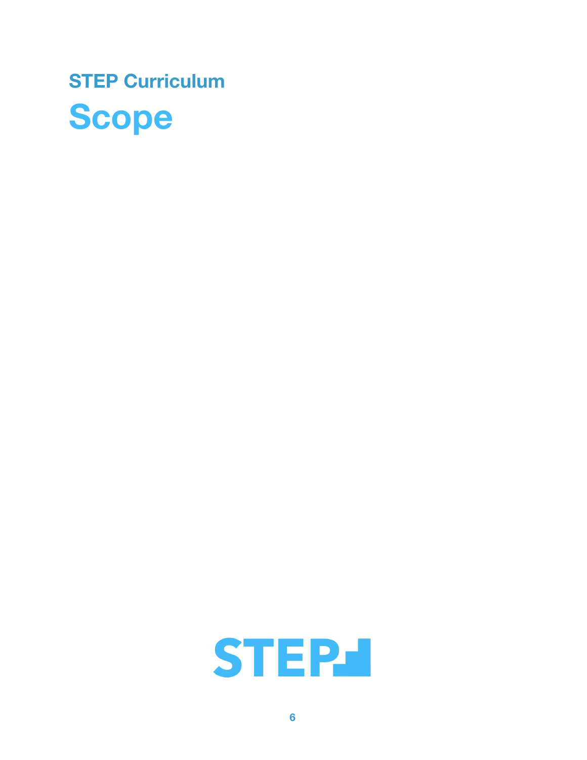## STEP Curriculum

# Scope

STEP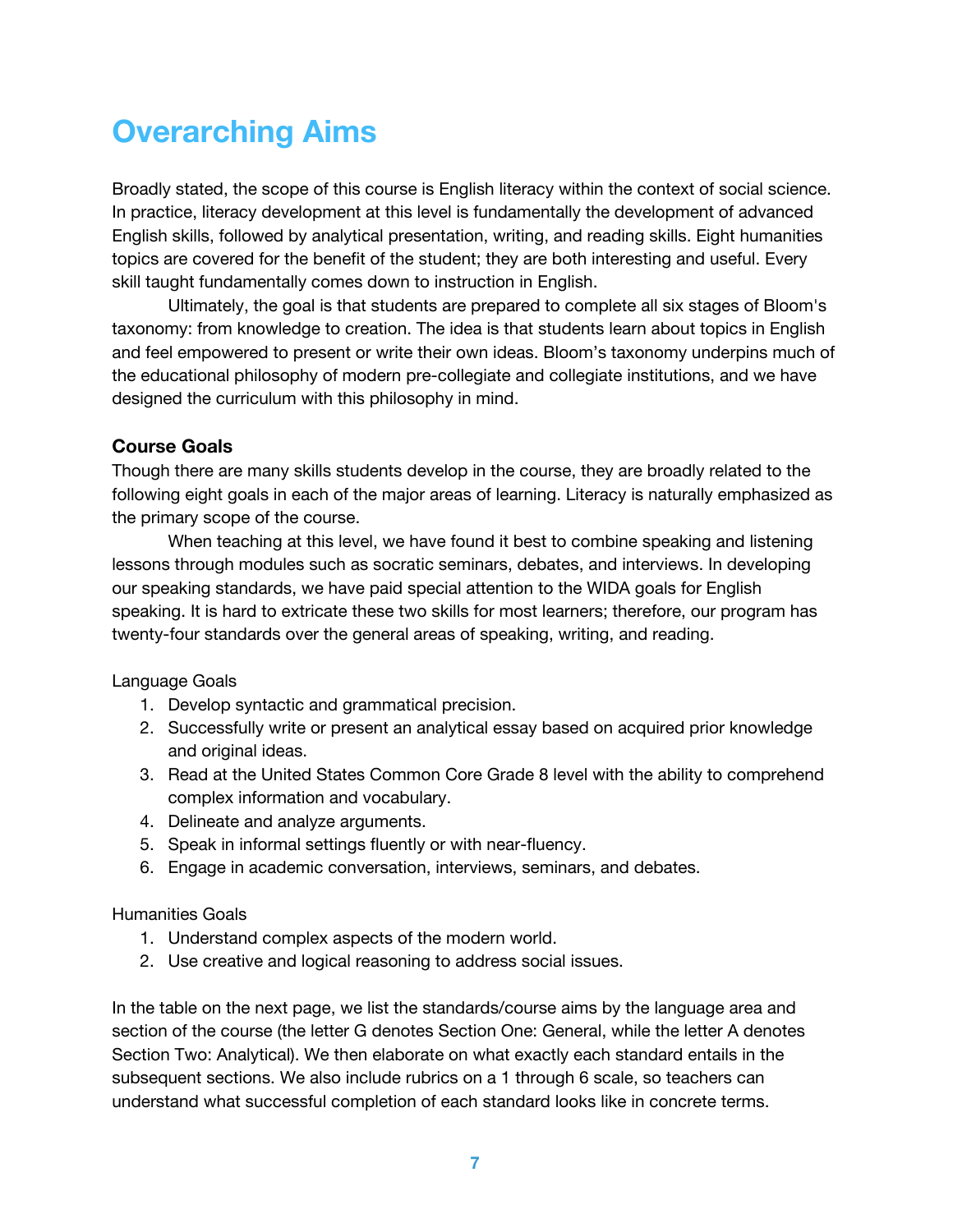# Overarching Aims

Broadly stated, the scope of this course is English literacy within the context of social science. In practice, literacy development at this level is fundamentally the development of advanced English skills, followed by analytical presentation, writing, and reading skills. Eight humanities topics are covered for the benefit of the student; they are both interesting and useful. Every skill taught fundamentally comes down to instruction in English.

Ultimately, the goal is that students are prepared to complete all six stages of Bloom's taxonomy: from knowledge to creation. The idea is that students learn about topics in English and feel empowered to present or write their own ideas. Bloom's taxonomy underpins much of the educational philosophy of modern pre-collegiate and collegiate institutions, and we have designed the curriculum with this philosophy in mind.

### Course Goals

Though there are many skills students develop in the course, they are broadly related to the following eight goals in each of the major areas of learning. Literacy is naturally emphasized as the primary scope of the course.

When teaching at this level, we have found it best to combine speaking and listening lessons through modules such as socratic seminars, debates, and interviews. In developing our speaking standards, we have paid special attention to the WIDA goals for English speaking. It is hard to extricate these two skills for most learners; therefore, our program has twenty-four standards over the general areas of speaking, writing, and reading.

Language Goals

1. Develop syntactic and grammatical precision.
2. Successfully write or present an analytical essay based on acquired prior knowledge and original ideas.
3. Read at the United States Common Core Grade 8 level with the ability to comprehend complex information and vocabulary.
4. Delineate and analyze arguments.
5. Speak in informal settings fluently or with near-fluency.
6. Engage in academic conversation, interviews, seminars, and debates.

Humanities Goals

1. Understand complex aspects of the modern world.
2. Use creative and logical reasoning to address social issues.

In the table on the next page, we list the standards/course aims by the language area and section of the course (the letter G denotes Section One: General, while the letter A denotes Section Two: Analytical). We then elaborate on what exactly each standard entails in the subsequent sections. We also include rubrics on a 1 through 6 scale, so teachers can understand what successful completion of each standard looks like in concrete terms.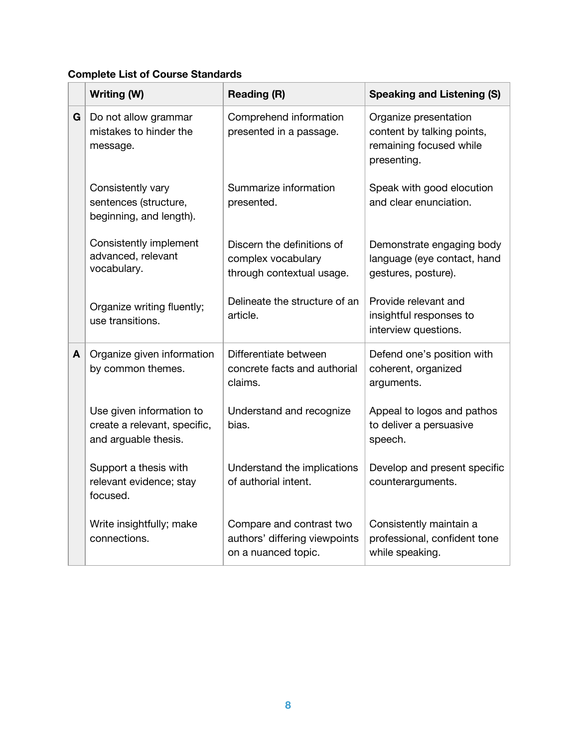**Complete List of Course Standards**

| | Writing (W) | Reading (R) | Speaking and Listening (S) |
|---|---|---|---|
| G | Do not allow grammar mistakes to hinder the message. | Comprehend information presented in a passage. | Organize presentation content by talking points, remaining focused while presenting. |
| | Consistently vary sentences (structure, beginning, and length). | Summarize information presented. | Speak with good elocution and clear enunciation. |
| | Consistently implement advanced, relevant vocabulary. | Discern the definitions of complex vocabulary through contextual usage. | Demonstrate engaging body language (eye contact, hand gestures, posture). |
| | Organize writing fluently; use transitions. | Delineate the structure of an article. | Provide relevant and insightful responses to interview questions. |
| A | Organize given information by common themes. | Differentiate between concrete facts and authorial claims. | Defend one's position with coherent, organized arguments. |
| | Use given information to create a relevant, specific, and arguable thesis. | Understand and recognize bias. | Appeal to logos and pathos to deliver a persuasive speech. |
| | Support a thesis with relevant evidence; stay focused. | Understand the implications of authorial intent. | Develop and present specific counterarguments. |
| | Write insightfully; make connections. | Compare and contrast two authors' differing viewpoints on a nuanced topic. | Consistently maintain a professional, confident tone while speaking. |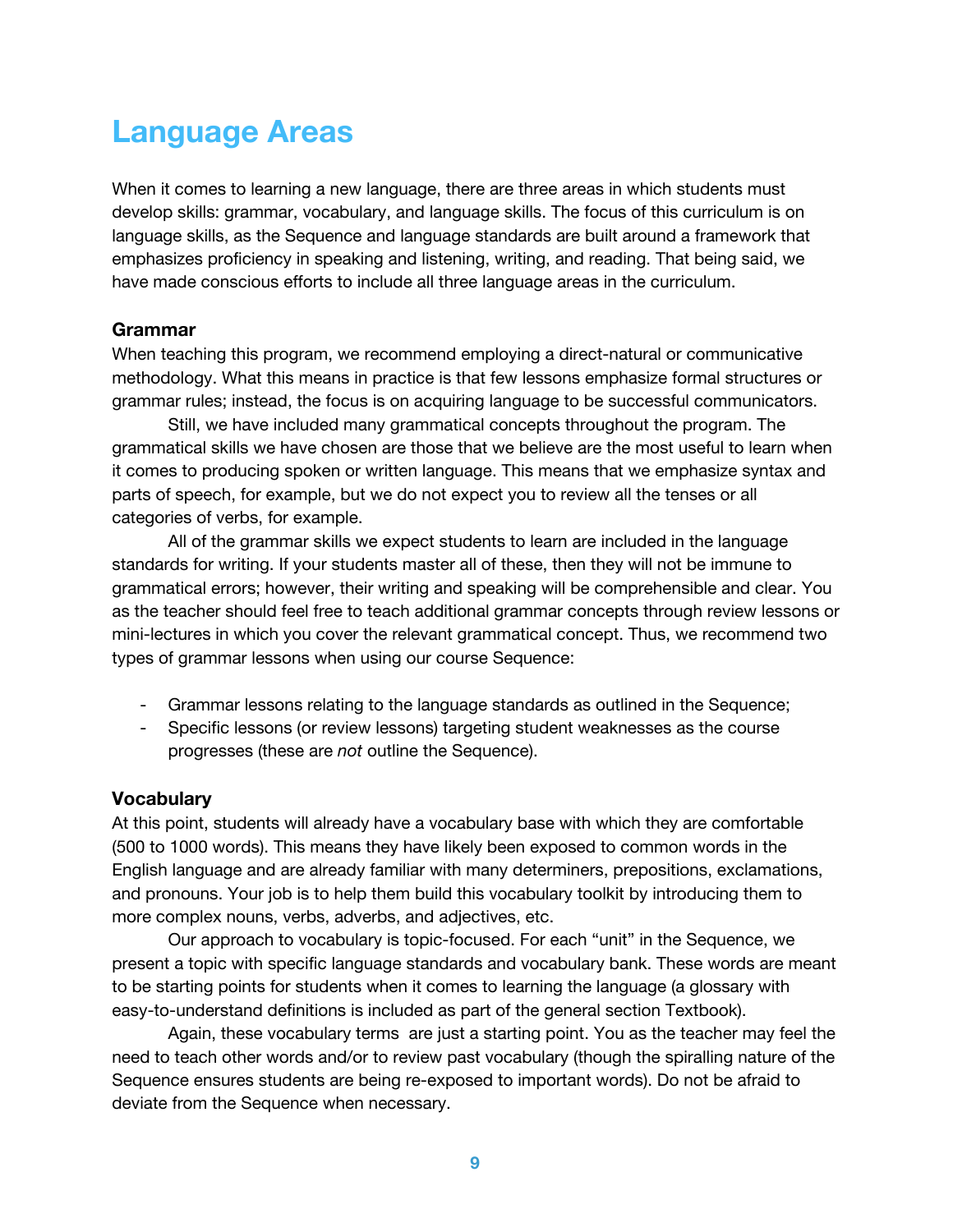# Language Areas

When it comes to learning a new language, there are three areas in which students must develop skills: grammar, vocabulary, and language skills. The focus of this curriculum is on language skills, as the Sequence and language standards are built around a framework that emphasizes proficiency in speaking and listening, writing, and reading. That being said, we have made conscious efforts to include all three language areas in the curriculum.

### Grammar

When teaching this program, we recommend employing a direct-natural or communicative methodology. What this means in practice is that few lessons emphasize formal structures or grammar rules; instead, the focus is on acquiring language to be successful communicators.

Still, we have included many grammatical concepts throughout the program. The grammatical skills we have chosen are those that we believe are the most useful to learn when it comes to producing spoken or written language. This means that we emphasize syntax and parts of speech, for example, but we do not expect you to review all the tenses or all categories of verbs, for example.

All of the grammar skills we expect students to learn are included in the language standards for writing. If your students master all of these, then they will not be immune to grammatical errors; however, their writing and speaking will be comprehensible and clear. You as the teacher should feel free to teach additional grammar concepts through review lessons or mini-lectures in which you cover the relevant grammatical concept. Thus, we recommend two types of grammar lessons when using our course Sequence:

- Grammar lessons relating to the language standards as outlined in the Sequence;
- Specific lessons (or review lessons) targeting student weaknesses as the course progresses (these are *not* outline the Sequence).

### Vocabulary

At this point, students will already have a vocabulary base with which they are comfortable (500 to 1000 words). This means they have likely been exposed to common words in the English language and are already familiar with many determiners, prepositions, exclamations, and pronouns. Your job is to help them build this vocabulary toolkit by introducing them to more complex nouns, verbs, adverbs, and adjectives, etc.

Our approach to vocabulary is topic-focused. For each "unit" in the Sequence, we present a topic with specific language standards and vocabulary bank. These words are meant to be starting points for students when it comes to learning the language (a glossary with easy-to-understand definitions is included as part of the general section Textbook).

Again, these vocabulary terms are just a starting point. You as the teacher may feel the need to teach other words and/or to review past vocabulary (though the spiralling nature of the Sequence ensures students are being re-exposed to important words). Do not be afraid to deviate from the Sequence when necessary.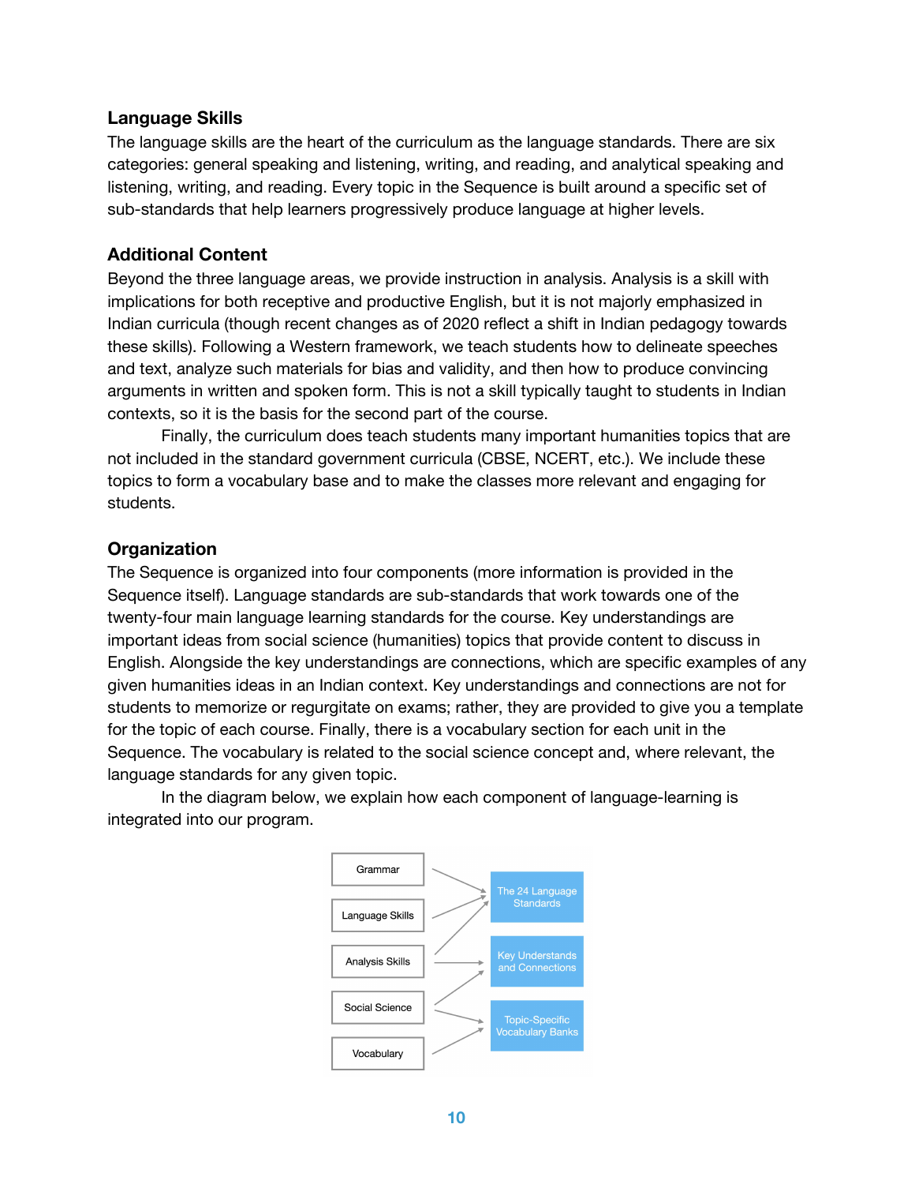## Language Skills

The language skills are the heart of the curriculum as the language standards. There are six categories: general speaking and listening, writing, and reading, and analytical speaking and listening, writing, and reading. Every topic in the Sequence is built around a specific set of sub-standards that help learners progressively produce language at higher levels.

## Additional Content

Beyond the three language areas, we provide instruction in analysis. Analysis is a skill with implications for both receptive and productive English, but it is not majorly emphasized in Indian curricula (though recent changes as of 2020 reflect a shift in Indian pedagogy towards these skills). Following a Western framework, we teach students how to delineate speeches and text, analyze such materials for bias and validity, and then how to produce convincing arguments in written and spoken form. This is not a skill typically taught to students in Indian contexts, so it is the basis for the second part of the course.

Finally, the curriculum does teach students many important humanities topics that are not included in the standard government curricula (CBSE, NCERT, etc.). We include these topics to form a vocabulary base and to make the classes more relevant and engaging for students.

## Organization

The Sequence is organized into four components (more information is provided in the Sequence itself). Language standards are sub-standards that work towards one of the twenty-four main language learning standards for the course. Key understandings are important ideas from social science (humanities) topics that provide content to discuss in English. Alongside the key understandings are connections, which are specific examples of any given humanities ideas in an Indian context. Key understandings and connections are not for students to memorize or regurgitate on exams; rather, they are provided to give you a template for the topic of each course. Finally, there is a vocabulary section for each unit in the Sequence. The vocabulary is related to the social science concept and, where relevant, the language standards for any given topic.

In the diagram below, we explain how each component of language-learning is integrated into our program.

| Component | Integrated into |
| --- | --- |
| Grammar | The 24 Language Standards |
| Language Skills | The 24 Language Standards |
| Analysis Skills | The 24 Language Standards; Key Understands and Connections |
| Social Science | Key Understands and Connections; Topic-Specific Vocabulary Banks |
| Vocabulary | Topic-Specific Vocabulary Banks |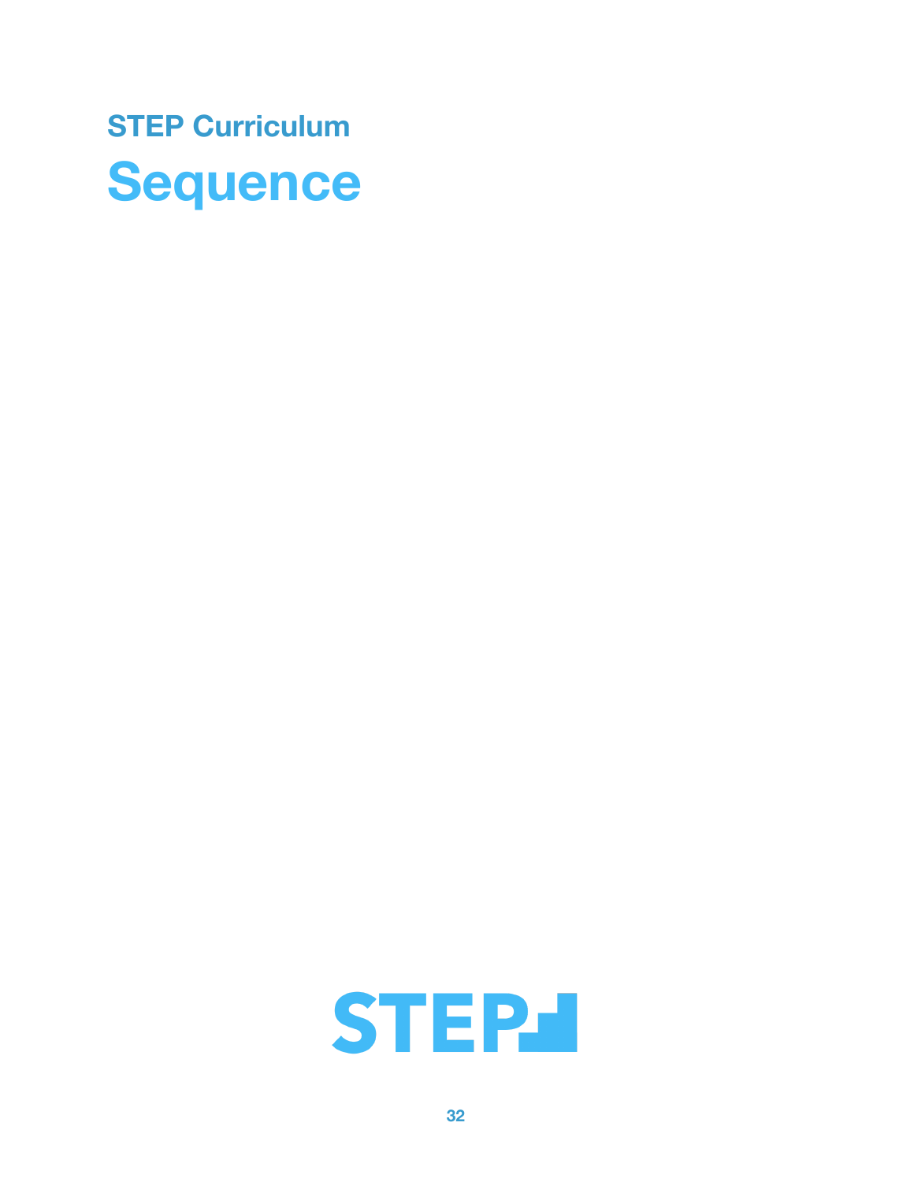## STEP Curriculum

# Sequence

STEP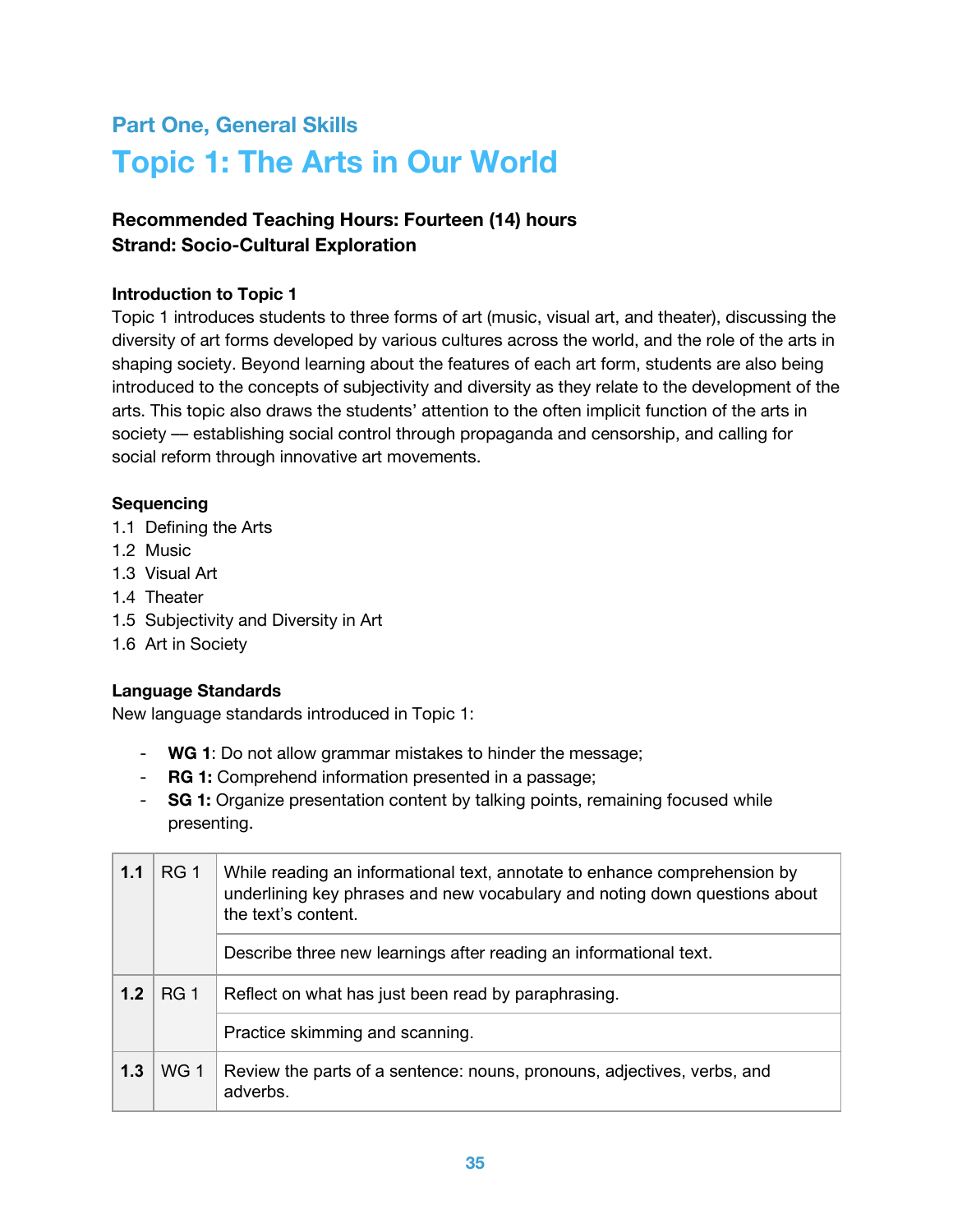## Part One, General Skills

# Topic 1: The Arts in Our World

**Recommended Teaching Hours: Fourteen (14) hours**
**Strand: Socio-Cultural Exploration**

**Introduction to Topic 1**

Topic 1 introduces students to three forms of art (music, visual art, and theater), discussing the diversity of art forms developed by various cultures across the world, and the role of the arts in shaping society. Beyond learning about the features of each art form, students are also being introduced to the concepts of subjectivity and diversity as they relate to the development of the arts. This topic also draws the students' attention to the often implicit function of the arts in society — establishing social control through propaganda and censorship, and calling for social reform through innovative art movements.

**Sequencing**

1.1 Defining the Arts
1.2 Music
1.3 Visual Art
1.4 Theater
1.5 Subjectivity and Diversity in Art
1.6 Art in Society

**Language Standards**

New language standards introduced in Topic 1:

- **WG 1**: Do not allow grammar mistakes to hinder the message;
- **RG 1:** Comprehend information presented in a passage;
- **SG 1:** Organize presentation content by talking points, remaining focused while presenting.

| | | |
|---|---|---|
| **1.1** | RG 1 | While reading an informational text, annotate to enhance comprehension by underlining key phrases and new vocabulary and noting down questions about the text's content. |
| | | Describe three new learnings after reading an informational text. |
| **1.2** | RG 1 | Reflect on what has just been read by paraphrasing. |
| | | Practice skimming and scanning. |
| **1.3** | WG 1 | Review the parts of a sentence: nouns, pronouns, adjectives, verbs, and adverbs. |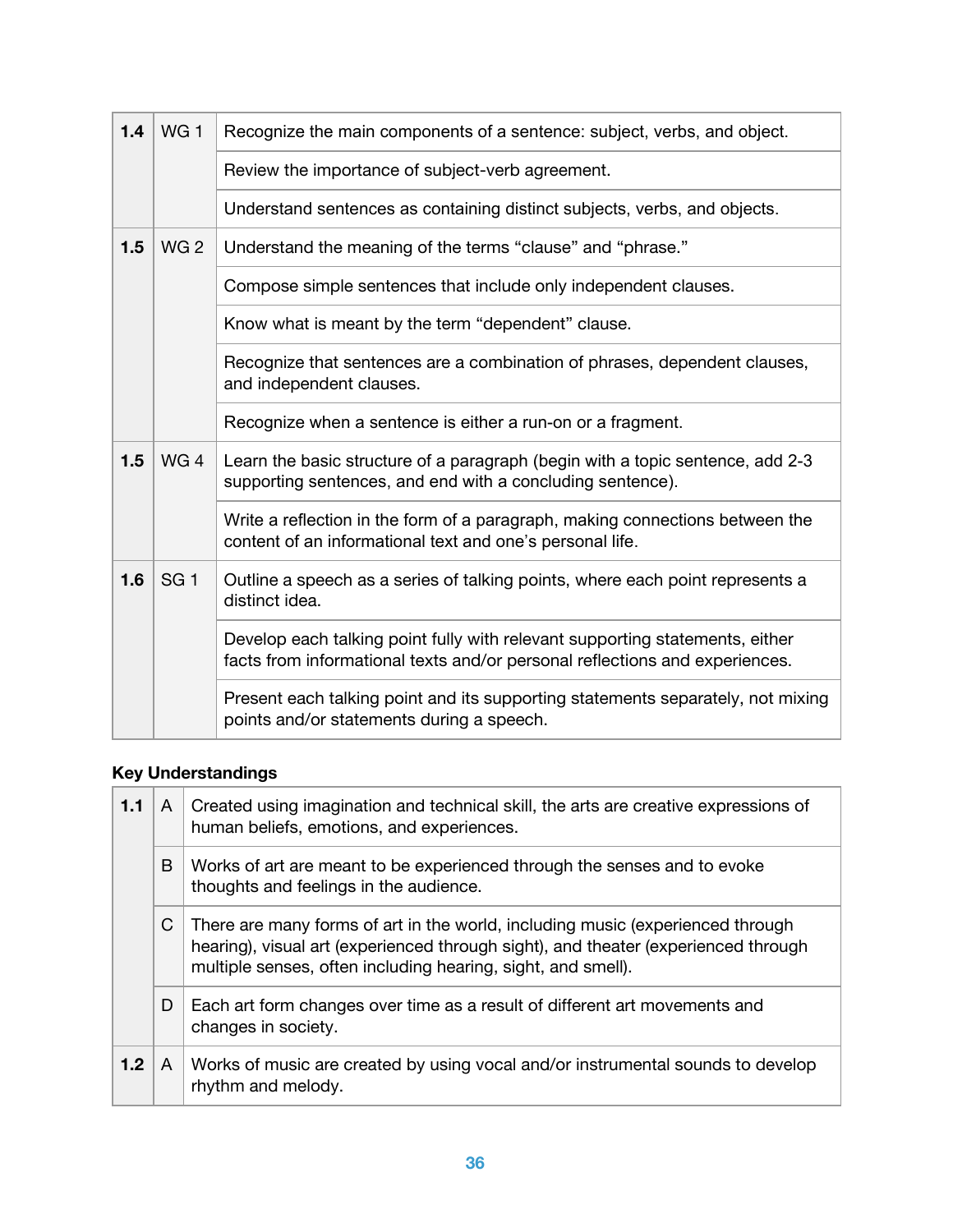| | | |
|---|---|---|
| **1.4** | WG 1 | Recognize the main components of a sentence: subject, verbs, and object. |
| | | Review the importance of subject-verb agreement. |
| | | Understand sentences as containing distinct subjects, verbs, and objects. |
| **1.5** | WG 2 | Understand the meaning of the terms "clause" and "phrase." |
| | | Compose simple sentences that include only independent clauses. |
| | | Know what is meant by the term "dependent" clause. |
| | | Recognize that sentences are a combination of phrases, dependent clauses, and independent clauses. |
| | | Recognize when a sentence is either a run-on or a fragment. |
| **1.5** | WG 4 | Learn the basic structure of a paragraph (begin with a topic sentence, add 2-3 supporting sentences, and end with a concluding sentence). |
| | | Write a reflection in the form of a paragraph, making connections between the content of an informational text and one's personal life. |
| **1.6** | SG 1 | Outline a speech as a series of talking points, where each point represents a distinct idea. |
| | | Develop each talking point fully with relevant supporting statements, either facts from informational texts and/or personal reflections and experiences. |
| | | Present each talking point and its supporting statements separately, not mixing points and/or statements during a speech. |

**Key Understandings**

| | | |
|---|---|---|
| **1.1** | A | Created using imagination and technical skill, the arts are creative expressions of human beliefs, emotions, and experiences. |
| | B | Works of art are meant to be experienced through the senses and to evoke thoughts and feelings in the audience. |
| | C | There are many forms of art in the world, including music (experienced through hearing), visual art (experienced through sight), and theater (experienced through multiple senses, often including hearing, sight, and smell). |
| | D | Each art form changes over time as a result of different art movements and changes in society. |
| **1.2** | A | Works of music are created by using vocal and/or instrumental sounds to develop rhythm and melody. |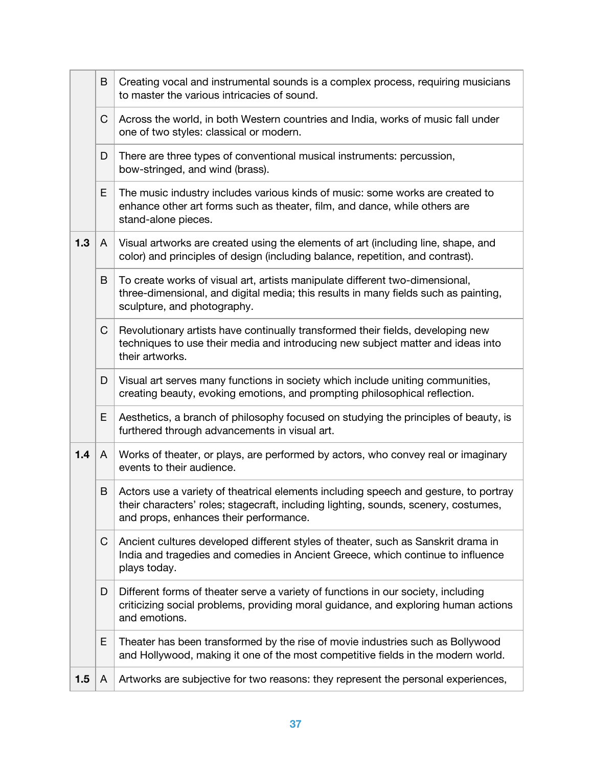| | | |
|---|---|---|
| | B | Creating vocal and instrumental sounds is a complex process, requiring musicians to master the various intricacies of sound. |
| | C | Across the world, in both Western countries and India, works of music fall under one of two styles: classical or modern. |
| | D | There are three types of conventional musical instruments: percussion, bow-stringed, and wind (brass). |
| | E | The music industry includes various kinds of music: some works are created to enhance other art forms such as theater, film, and dance, while others are stand-alone pieces. |
| **1.3** | A | Visual artworks are created using the elements of art (including line, shape, and color) and principles of design (including balance, repetition, and contrast). |
| | B | To create works of visual art, artists manipulate different two-dimensional, three-dimensional, and digital media; this results in many fields such as painting, sculpture, and photography. |
| | C | Revolutionary artists have continually transformed their fields, developing new techniques to use their media and introducing new subject matter and ideas into their artworks. |
| | D | Visual art serves many functions in society which include uniting communities, creating beauty, evoking emotions, and prompting philosophical reflection. |
| | E | Aesthetics, a branch of philosophy focused on studying the principles of beauty, is furthered through advancements in visual art. |
| **1.4** | A | Works of theater, or plays, are performed by actors, who convey real or imaginary events to their audience. |
| | B | Actors use a variety of theatrical elements including speech and gesture, to portray their characters' roles; stagecraft, including lighting, sounds, scenery, costumes, and props, enhances their performance. |
| | C | Ancient cultures developed different styles of theater, such as Sanskrit drama in India and tragedies and comedies in Ancient Greece, which continue to influence plays today. |
| | D | Different forms of theater serve a variety of functions in our society, including criticizing social problems, providing moral guidance, and exploring human actions and emotions. |
| | E | Theater has been transformed by the rise of movie industries such as Bollywood and Hollywood, making it one of the most competitive fields in the modern world. |
| **1.5** | A | Artworks are subjective for two reasons: they represent the personal experiences, |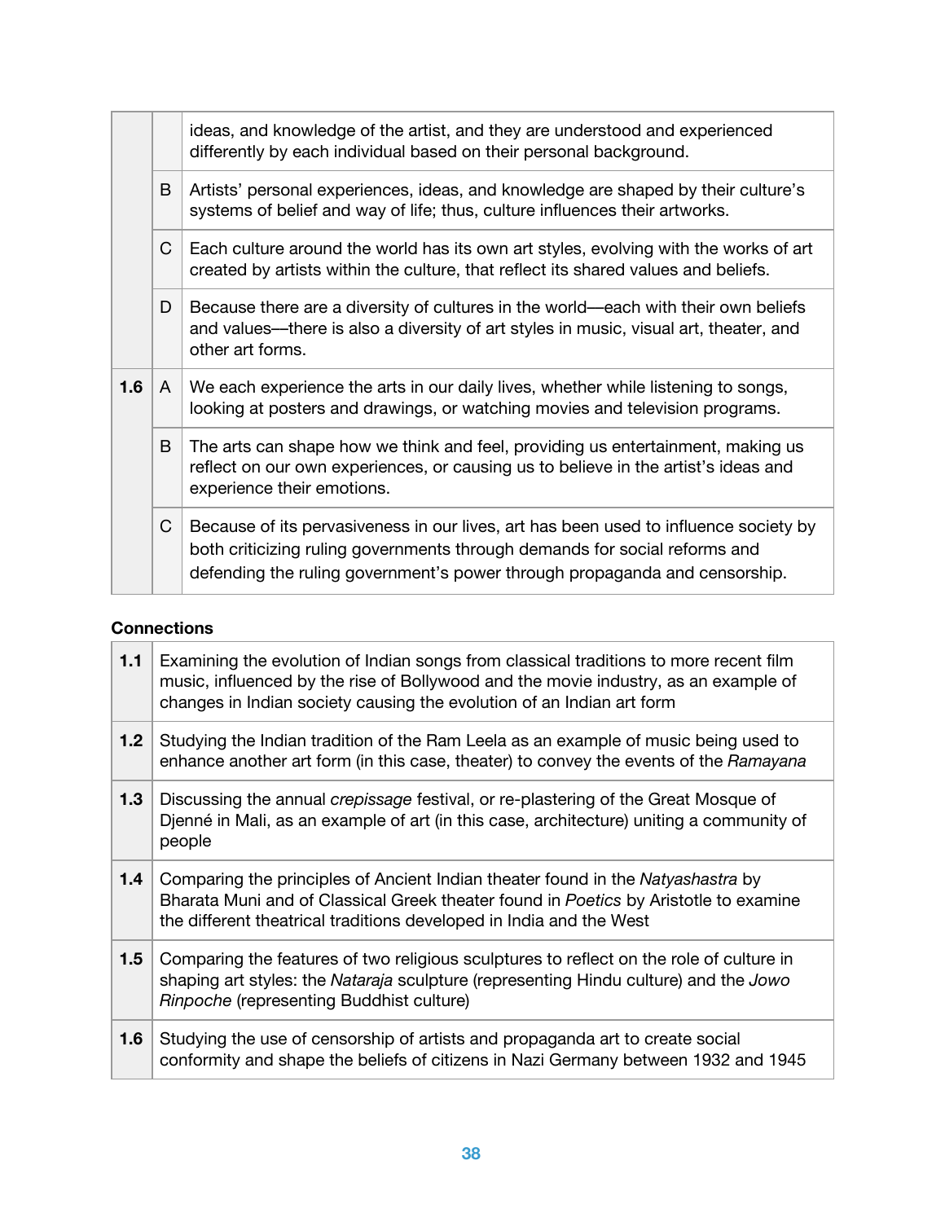| | | |
|---|---|---|
| | | ideas, and knowledge of the artist, and they are understood and experienced differently by each individual based on their personal background. |
| | B | Artists' personal experiences, ideas, and knowledge are shaped by their culture's systems of belief and way of life; thus, culture influences their artworks. |
| | C | Each culture around the world has its own art styles, evolving with the works of art created by artists within the culture, that reflect its shared values and beliefs. |
| | D | Because there are a diversity of cultures in the world—each with their own beliefs and values—there is also a diversity of art styles in music, visual art, theater, and other art forms. |
| **1.6** | A | We each experience the arts in our daily lives, whether while listening to songs, looking at posters and drawings, or watching movies and television programs. |
| | B | The arts can shape how we think and feel, providing us entertainment, making us reflect on our own experiences, or causing us to believe in the artist's ideas and experience their emotions. |
| | C | Because of its pervasiveness in our lives, art has been used to influence society by both criticizing ruling governments through demands for social reforms and defending the ruling government's power through propaganda and censorship. |

**Connections**

| | |
|---|---|
| **1.1** | Examining the evolution of Indian songs from classical traditions to more recent film music, influenced by the rise of Bollywood and the movie industry, as an example of changes in Indian society causing the evolution of an Indian art form |
| **1.2** | Studying the Indian tradition of the Ram Leela as an example of music being used to enhance another art form (in this case, theater) to convey the events of the *Ramayana* |
| **1.3** | Discussing the annual *crepissage* festival, or re-plastering of the Great Mosque of Djenné in Mali, as an example of art (in this case, architecture) uniting a community of people |
| **1.4** | Comparing the principles of Ancient Indian theater found in the *Natyashastra* by Bharata Muni and of Classical Greek theater found in *Poetics* by Aristotle to examine the different theatrical traditions developed in India and the West |
| **1.5** | Comparing the features of two religious sculptures to reflect on the role of culture in shaping art styles: the *Nataraja* sculpture (representing Hindu culture) and the *Jowo Rinpoche* (representing Buddhist culture) |
| **1.6** | Studying the use of censorship of artists and propaganda art to create social conformity and shape the beliefs of citizens in Nazi Germany between 1932 and 1945 |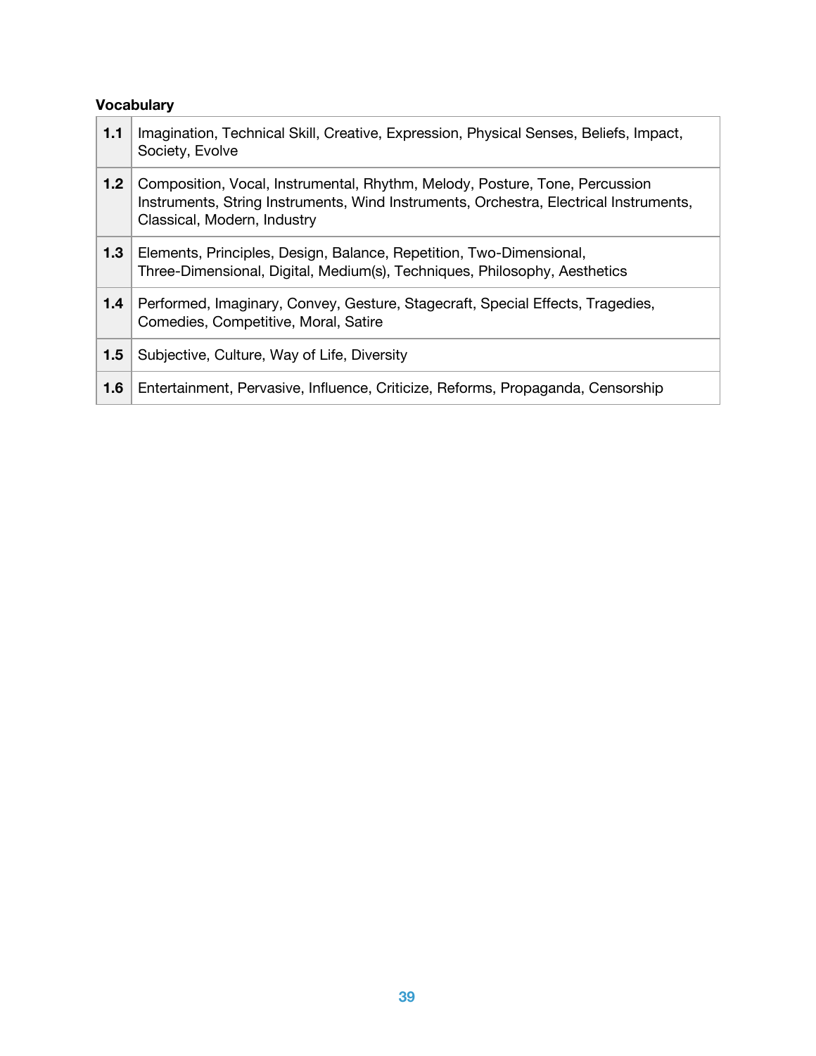**Vocabulary**

| | |
|---|---|
| **1.1** | Imagination, Technical Skill, Creative, Expression, Physical Senses, Beliefs, Impact, Society, Evolve |
| **1.2** | Composition, Vocal, Instrumental, Rhythm, Melody, Posture, Tone, Percussion Instruments, String Instruments, Wind Instruments, Orchestra, Electrical Instruments, Classical, Modern, Industry |
| **1.3** | Elements, Principles, Design, Balance, Repetition, Two-Dimensional, Three-Dimensional, Digital, Medium(s), Techniques, Philosophy, Aesthetics |
| **1.4** | Performed, Imaginary, Convey, Gesture, Stagecraft, Special Effects, Tragedies, Comedies, Competitive, Moral, Satire |
| **1.5** | Subjective, Culture, Way of Life, Diversity |
| **1.6** | Entertainment, Pervasive, Influence, Criticize, Reforms, Propaganda, Censorship |